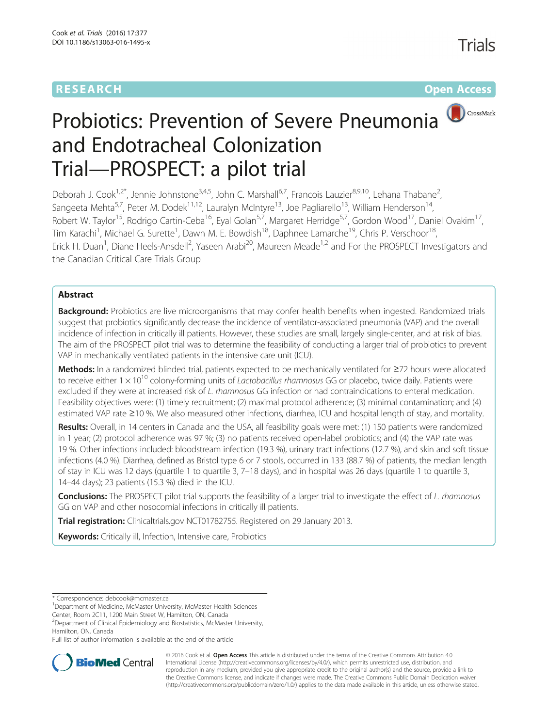RESEARCH Open Access

# Probiotics: Prevention of Severe Pneumonia and Endotracheal Colonization Trial—PROSPECT: a pilot trial

Deborah J. Cook[1,2*], Jennie Johnstone[3,4,5], John C. Marshall[6,7], Francois Lauzier[8,9,10], Lehana Thabane[2], Sangeeta Mehta[5,7], Peter M. Dodek[11,12], Lauralyn McIntyre[13], Joe Pagliarello[13], William Henderson[14], Robert W. Taylor[15], Rodrigo Cartin-Ceba[16], Eyal Golan[5,7], Margaret Herridge[5,7], Gordon Wood[17], Daniel Ovakim[17], Tim Karachi[1], Michael G. Surette[1], Dawn M. E. Bowdish[18], Daphnee Lamarche[19], Chris P. Verschoor[18], Erick H. Duan[1], Diane Heels-Ansdell[2], Yaseen Arabi[20], Maureen Meade[1,2] and For the PROSPECT Investigators and the Canadian Critical Care Trials Group

## Abstract

**Background:** Probiotics are live microorganisms that may confer health benefits when ingested. Randomized trials suggest that probiotics significantly decrease the incidence of ventilator-associated pneumonia (VAP) and the overall incidence of infection in critically ill patients. However, these studies are small, largely single-center, and at risk of bias. The aim of the PROSPECT pilot trial was to determine the feasibility of conducting a larger trial of probiotics to prevent VAP in mechanically ventilated patients in the intensive care unit (ICU).

**Methods:** In a randomized blinded trial, patients expected to be mechanically ventilated for ≥72 hours were allocated to receive either $1 \times 10^{10}$ colony-forming units of *Lactobacillus rhamnosus* GG or placebo, twice daily. Patients were excluded if they were at increased risk of *L. rhamnosus* GG infection or had contraindications to enteral medication. Feasibility objectives were: (1) timely recruitment; (2) maximal protocol adherence; (3) minimal contamination; and (4) estimated VAP rate ≥10 %. We also measured other infections, diarrhea, ICU and hospital length of stay, and mortality.

**Results:** Overall, in 14 centers in Canada and the USA, all feasibility goals were met: (1) 150 patients were randomized in 1 year; (2) protocol adherence was 97 %; (3) no patients received open-label probiotics; and (4) the VAP rate was 19 %. Other infections included: bloodstream infection (19.3 %), urinary tract infections (12.7 %), and skin and soft tissue infections (4.0 %). Diarrhea, defined as Bristol type 6 or 7 stools, occurred in 133 (88.7 %) of patients, the median length of stay in ICU was 12 days (quartile 1 to quartile 3, 7–18 days), and in hospital was 26 days (quartile 1 to quartile 3, 14–44 days); 23 patients (15.3 %) died in the ICU.

**Conclusions:** The PROSPECT pilot trial supports the feasibility of a larger trial to investigate the effect of *L. rhamnosus* GG on VAP and other nosocomial infections in critically ill patients.

**Trial registration:** Clinicaltrials.gov NCT01782755. Registered on 29 January 2013.

**Keywords:** Critically ill, Infection, Intensive care, Probiotics

---

\* Correspondence: debcook@mcmaster.ca
[1]Department of Medicine, McMaster University, McMaster Health Sciences Center, Room 2C11, 1200 Main Street W, Hamilton, ON, Canada
[2]Department of Clinical Epidemiology and Biostatistics, McMaster University, Hamilton, ON, Canada
Full list of author information is available at the end of the article

© 2016 Cook et al. **Open Access** This article is distributed under the terms of the Creative Commons Attribution 4.0 International License (http://creativecommons.org/licenses/by/4.0/), which permits unrestricted use, distribution, and reproduction in any medium, provided you give appropriate credit to the original author(s) and the source, provide a link to the Creative Commons license, and indicate if changes were made. The Creative Commons Public Domain Dedication waiver (http://creativecommons.org/publicdomain/zero/1.0/) applies to the data made available in this article, unless otherwise stated.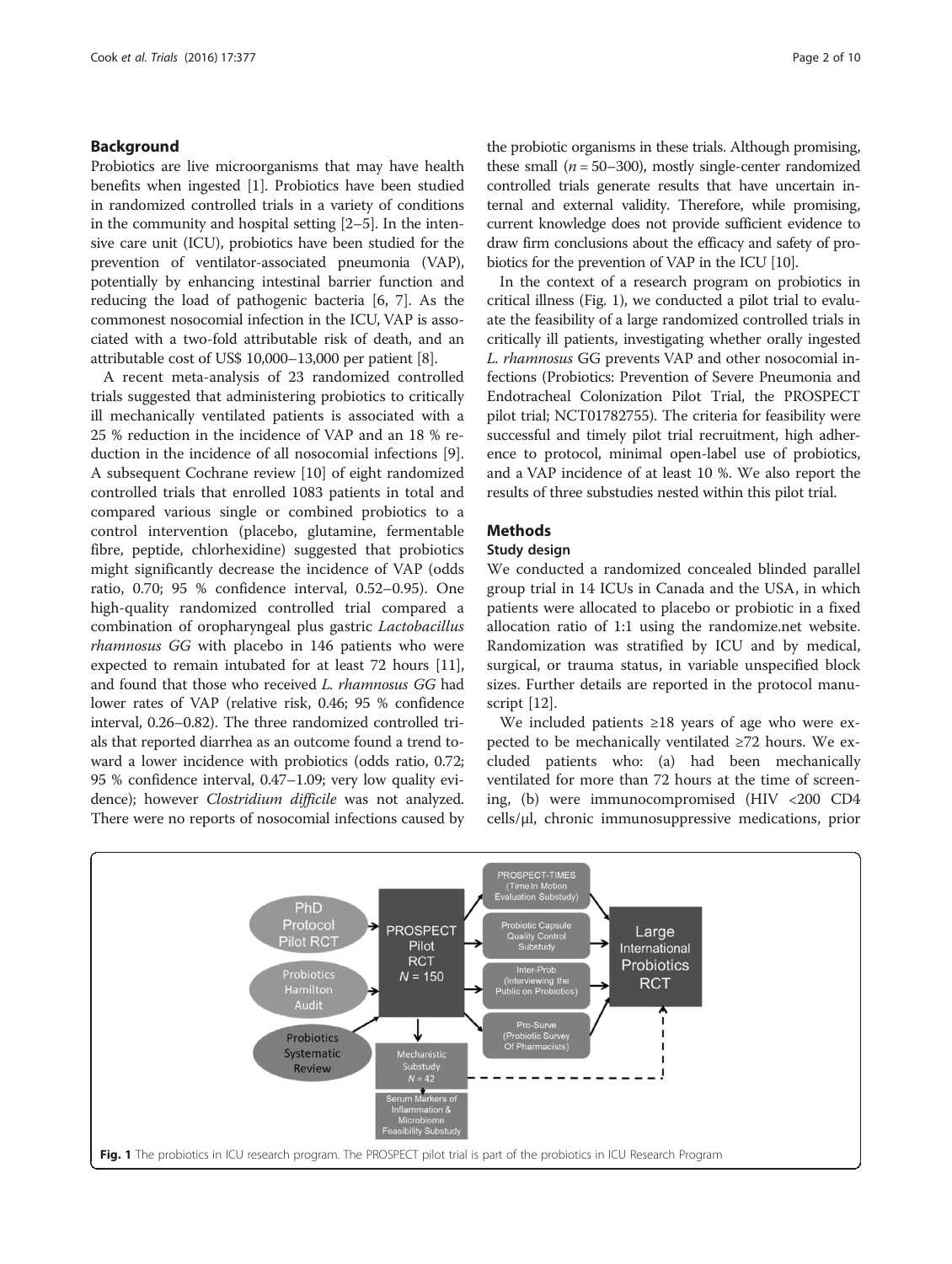## Background

Probiotics are live microorganisms that may have health benefits when ingested [1]. Probiotics have been studied in randomized controlled trials in a variety of conditions in the community and hospital setting [2–5]. In the intensive care unit (ICU), probiotics have been studied for the prevention of ventilator-associated pneumonia (VAP), potentially by enhancing intestinal barrier function and reducing the load of pathogenic bacteria [6, 7]. As the commonest nosocomial infection in the ICU, VAP is associated with a two-fold attributable risk of death, and an attributable cost of US$ 10,000–13,000 per patient [8].

A recent meta-analysis of 23 randomized controlled trials suggested that administering probiotics to critically ill mechanically ventilated patients is associated with a 25 % reduction in the incidence of VAP and an 18 % reduction in the incidence of all nosocomial infections [9]. A subsequent Cochrane review [10] of eight randomized controlled trials that enrolled 1083 patients in total and compared various single or combined probiotics to a control intervention (placebo, glutamine, fermentable fibre, peptide, chlorhexidine) suggested that probiotics might significantly decrease the incidence of VAP (odds ratio, 0.70; 95 % confidence interval, 0.52–0.95). One high-quality randomized controlled trial compared a combination of oropharyngeal plus gastric *Lactobacillus rhamnosus GG* with placebo in 146 patients who were expected to remain intubated for at least 72 hours [11], and found that those who received *L. rhamnosus GG* had lower rates of VAP (relative risk, 0.46; 95 % confidence interval, 0.26–0.82). The three randomized controlled trials that reported diarrhea as an outcome found a trend toward a lower incidence with probiotics (odds ratio, 0.72; 95 % confidence interval, 0.47–1.09; very low quality evidence); however *Clostridium difficile* was not analyzed. There were no reports of nosocomial infections caused by the probiotic organisms in these trials. Although promising, these small ($n = 50$–300), mostly single-center randomized controlled trials generate results that have uncertain internal and external validity. Therefore, while promising, current knowledge does not provide sufficient evidence to draw firm conclusions about the efficacy and safety of probiotics for the prevention of VAP in the ICU [10].

In the context of a research program on probiotics in critical illness (Fig. 1), we conducted a pilot trial to evaluate the feasibility of a large randomized controlled trials in critically ill patients, investigating whether orally ingested *L. rhamnosus* GG prevents VAP and other nosocomial infections (Probiotics: Prevention of Severe Pneumonia and Endotracheal Colonization Pilot Trial, the PROSPECT pilot trial; NCT01782755). The criteria for feasibility were successful and timely pilot trial recruitment, high adherence to protocol, minimal open-label use of probiotics, and a VAP incidence of at least 10 %. We also report the results of three substudies nested within this pilot trial.

## Methods

### Study design

We conducted a randomized concealed blinded parallel group trial in 14 ICUs in Canada and the USA, in which patients were allocated to placebo or probiotic in a fixed allocation ratio of 1:1 using the randomize.net website. Randomization was stratified by ICU and by medical, surgical, or trauma status, in variable unspecified block sizes. Further details are reported in the protocol manuscript [12].

We included patients ≥18 years of age who were expected to be mechanically ventilated ≥72 hours. We excluded patients who: (a) had been mechanically ventilated for more than 72 hours at the time of screening, (b) were immunocompromised (HIV <200 CD4 cells/μl, chronic immunosuppressive medications, prior

PhD Protocol Pilot RCT | Probiotics Hamilton Audit | Probiotics Systematic Review | PROSPECT Pilot RCT $N = 150$ | PROSPECT-TIMES (Time In Motion Evaluation Substudy) | Probiotic Capsule Quality Control Substudy | Inter-Prob (Interviewing the Public on Probiotics) | Pro-Surve (Probiotic Survey Of Pharmacists) | Mechanistic Substudy $N = 42$ | Serum Markers of Inflammation & Microbiome Feasibility Substudy | Large International Probiotics RCT

**Fig. 1** The probiotics in ICU research program. The PROSPECT pilot trial is part of the probiotics in ICU Research Program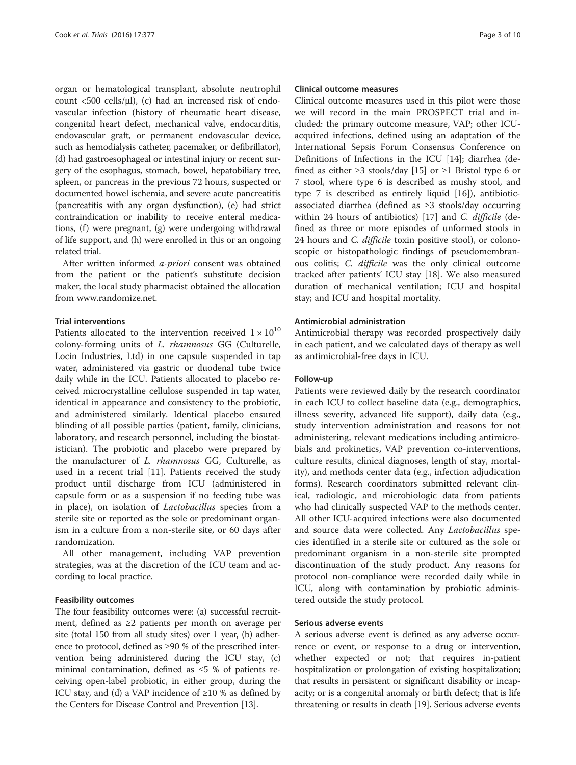organ or hematological transplant, absolute neutrophil count <500 cells/μl), (c) had an increased risk of endovascular infection (history of rheumatic heart disease, congenital heart defect, mechanical valve, endocarditis, endovascular graft, or permanent endovascular device, such as hemodialysis catheter, pacemaker, or defibrillator), (d) had gastroesophageal or intestinal injury or recent surgery of the esophagus, stomach, bowel, hepatobiliary tree, spleen, or pancreas in the previous 72 hours, suspected or documented bowel ischemia, and severe acute pancreatitis (pancreatitis with any organ dysfunction), (e) had strict contraindication or inability to receive enteral medications, (f) were pregnant, (g) were undergoing withdrawal of life support, and (h) were enrolled in this or an ongoing related trial.

After written informed *a-priori* consent was obtained from the patient or the patient's substitute decision maker, the local study pharmacist obtained the allocation from www.randomize.net.

#### Trial interventions

Patients allocated to the intervention received $1 \times 10^{10}$ colony-forming units of *L. rhamnosus* GG (Culturelle, Locin Industries, Ltd) in one capsule suspended in tap water, administered via gastric or duodenal tube twice daily while in the ICU. Patients allocated to placebo received microcrystalline cellulose suspended in tap water, identical in appearance and consistency to the probiotic, and administered similarly. Identical placebo ensured blinding of all possible parties (patient, family, clinicians, laboratory, and research personnel, including the biostatistician). The probiotic and placebo were prepared by the manufacturer of *L. rhamnosus* GG, Culturelle, as used in a recent trial [11]. Patients received the study product until discharge from ICU (administered in capsule form or as a suspension if no feeding tube was in place), on isolation of *Lactobacillus* species from a sterile site or reported as the sole or predominant organism in a culture from a non-sterile site, or 60 days after randomization.

All other management, including VAP prevention strategies, was at the discretion of the ICU team and according to local practice.

#### Feasibility outcomes

The four feasibility outcomes were: (a) successful recruitment, defined as ≥2 patients per month on average per site (total 150 from all study sites) over 1 year, (b) adherence to protocol, defined as ≥90 % of the prescribed intervention being administered during the ICU stay, (c) minimal contamination, defined as ≤5 % of patients receiving open-label probiotic, in either group, during the ICU stay, and (d) a VAP incidence of ≥10 % as defined by the Centers for Disease Control and Prevention [13].

#### Clinical outcome measures

Clinical outcome measures used in this pilot were those we will record in the main PROSPECT trial and included: the primary outcome measure, VAP; other ICU-acquired infections, defined using an adaptation of the International Sepsis Forum Consensus Conference on Definitions of Infections in the ICU [14]; diarrhea (defined as either ≥3 stools/day [15] or ≥1 Bristol type 6 or 7 stool, where type 6 is described as mushy stool, and type 7 is described as entirely liquid [16]), antibiotic-associated diarrhea (defined as ≥3 stools/day occurring within 24 hours of antibiotics) [17] and *C. difficile* (defined as three or more episodes of unformed stools in 24 hours and *C. difficile* toxin positive stool), or colonoscopic or histopathologic findings of pseudomembranous colitis; *C. difficile* was the only clinical outcome tracked after patients' ICU stay [18]. We also measured duration of mechanical ventilation; ICU and hospital stay; and ICU and hospital mortality.

#### Antimicrobial administration

Antimicrobial therapy was recorded prospectively daily in each patient, and we calculated days of therapy as well as antimicrobial-free days in ICU.

#### Follow-up

Patients were reviewed daily by the research coordinator in each ICU to collect baseline data (e.g., demographics, illness severity, advanced life support), daily data (e.g., study intervention administration and reasons for not administering, relevant medications including antimicrobials and prokinetics, VAP prevention co-interventions, culture results, clinical diagnoses, length of stay, mortality), and methods center data (e.g., infection adjudication forms). Research coordinators submitted relevant clinical, radiologic, and microbiologic data from patients who had clinically suspected VAP to the methods center. All other ICU-acquired infections were also documented and source data were collected. Any *Lactobacillus* species identified in a sterile site or cultured as the sole or predominant organism in a non-sterile site prompted discontinuation of the study product. Any reasons for protocol non-compliance were recorded daily while in ICU, along with contamination by probiotic administered outside the study protocol.

#### Serious adverse events

A serious adverse event is defined as any adverse occurrence or event, or response to a drug or intervention, whether expected or not; that requires in-patient hospitalization or prolongation of existing hospitalization; that results in persistent or significant disability or incapacity; or is a congenital anomaly or birth defect; that is life threatening or results in death [19]. Serious adverse events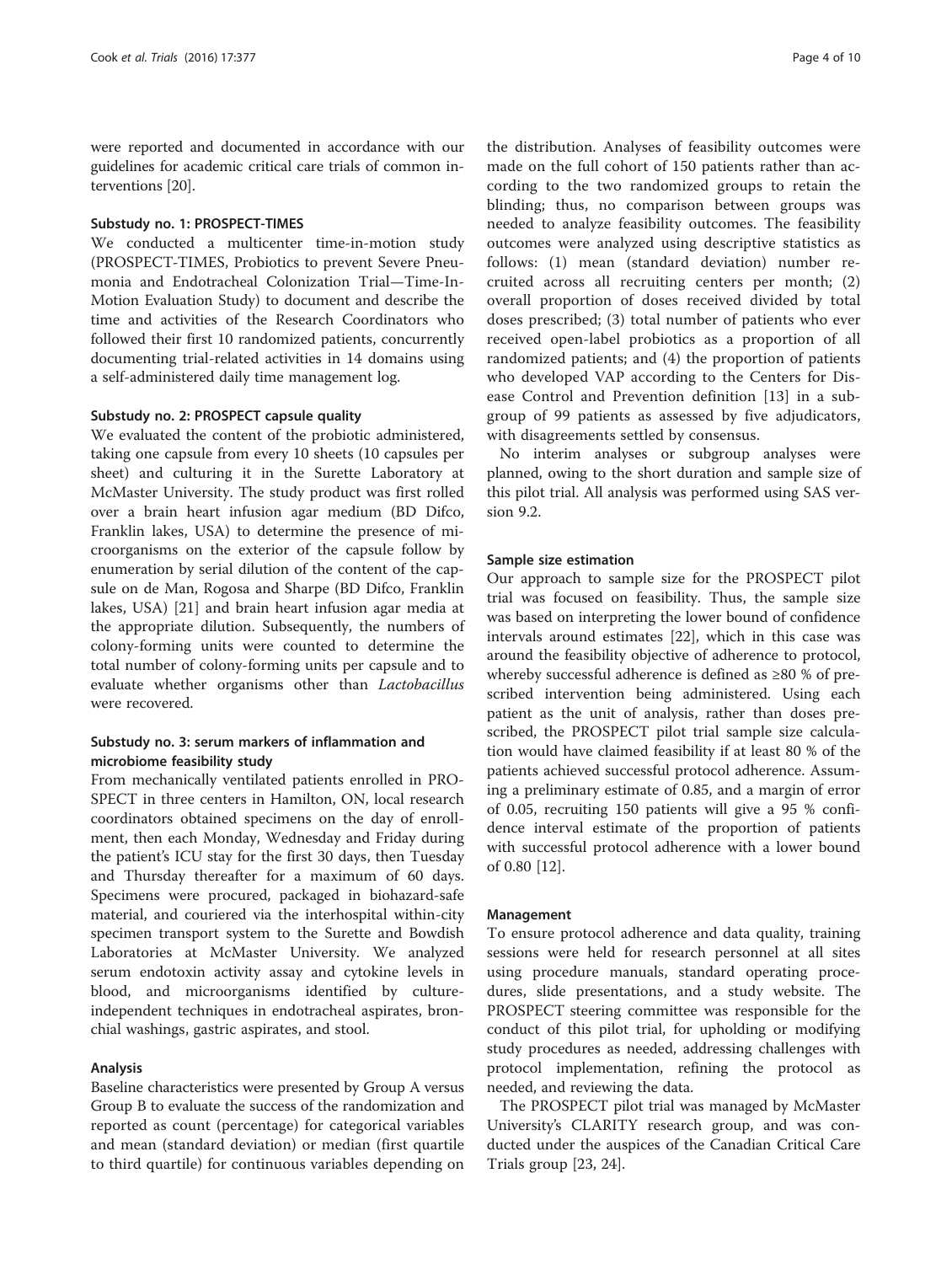were reported and documented in accordance with our guidelines for academic critical care trials of common interventions [20].

### Substudy no. 1: PROSPECT-TIMES

We conducted a multicenter time-in-motion study (PROSPECT-TIMES, Probiotics to prevent Severe Pneumonia and Endotracheal Colonization Trial—Time-In-Motion Evaluation Study) to document and describe the time and activities of the Research Coordinators who followed their first 10 randomized patients, concurrently documenting trial-related activities in 14 domains using a self-administered daily time management log.

### Substudy no. 2: PROSPECT capsule quality

We evaluated the content of the probiotic administered, taking one capsule from every 10 sheets (10 capsules per sheet) and culturing it in the Surette Laboratory at McMaster University. The study product was first rolled over a brain heart infusion agar medium (BD Difco, Franklin lakes, USA) to determine the presence of microorganisms on the exterior of the capsule follow by enumeration by serial dilution of the content of the capsule on de Man, Rogosa and Sharpe (BD Difco, Franklin lakes, USA) [21] and brain heart infusion agar media at the appropriate dilution. Subsequently, the numbers of colony-forming units were counted to determine the total number of colony-forming units per capsule and to evaluate whether organisms other than *Lactobacillus* were recovered.

### Substudy no. 3: serum markers of inflammation and microbiome feasibility study

From mechanically ventilated patients enrolled in PROSPECT in three centers in Hamilton, ON, local research coordinators obtained specimens on the day of enrollment, then each Monday, Wednesday and Friday during the patient's ICU stay for the first 30 days, then Tuesday and Thursday thereafter for a maximum of 60 days. Specimens were procured, packaged in biohazard-safe material, and couriered via the interhospital within-city specimen transport system to the Surette and Bowdish Laboratories at McMaster University. We analyzed serum endotoxin activity assay and cytokine levels in blood, and microorganisms identified by culture-independent techniques in endotracheal aspirates, bronchial washings, gastric aspirates, and stool.

### Analysis

Baseline characteristics were presented by Group A versus Group B to evaluate the success of the randomization and reported as count (percentage) for categorical variables and mean (standard deviation) or median (first quartile to third quartile) for continuous variables depending on the distribution. Analyses of feasibility outcomes were made on the full cohort of 150 patients rather than according to the two randomized groups to retain the blinding; thus, no comparison between groups was needed to analyze feasibility outcomes. The feasibility outcomes were analyzed using descriptive statistics as follows: (1) mean (standard deviation) number recruited across all recruiting centers per month; (2) overall proportion of doses received divided by total doses prescribed; (3) total number of patients who ever received open-label probiotics as a proportion of all randomized patients; and (4) the proportion of patients who developed VAP according to the Centers for Disease Control and Prevention definition [13] in a subgroup of 99 patients as assessed by five adjudicators, with disagreements settled by consensus.

No interim analyses or subgroup analyses were planned, owing to the short duration and sample size of this pilot trial. All analysis was performed using SAS version 9.2.

### Sample size estimation

Our approach to sample size for the PROSPECT pilot trial was focused on feasibility. Thus, the sample size was based on interpreting the lower bound of confidence intervals around estimates [22], which in this case was around the feasibility objective of adherence to protocol, whereby successful adherence is defined as ≥80 % of prescribed intervention being administered. Using each patient as the unit of analysis, rather than doses prescribed, the PROSPECT pilot trial sample size calculation would have claimed feasibility if at least 80 % of the patients achieved successful protocol adherence. Assuming a preliminary estimate of 0.85, and a margin of error of 0.05, recruiting 150 patients will give a 95 % confidence interval estimate of the proportion of patients with successful protocol adherence with a lower bound of 0.80 [12].

### Management

To ensure protocol adherence and data quality, training sessions were held for research personnel at all sites using procedure manuals, standard operating procedures, slide presentations, and a study website. The PROSPECT steering committee was responsible for the conduct of this pilot trial, for upholding or modifying study procedures as needed, addressing challenges with protocol implementation, refining the protocol as needed, and reviewing the data.

The PROSPECT pilot trial was managed by McMaster University's CLARITY research group, and was conducted under the auspices of the Canadian Critical Care Trials group [23, 24].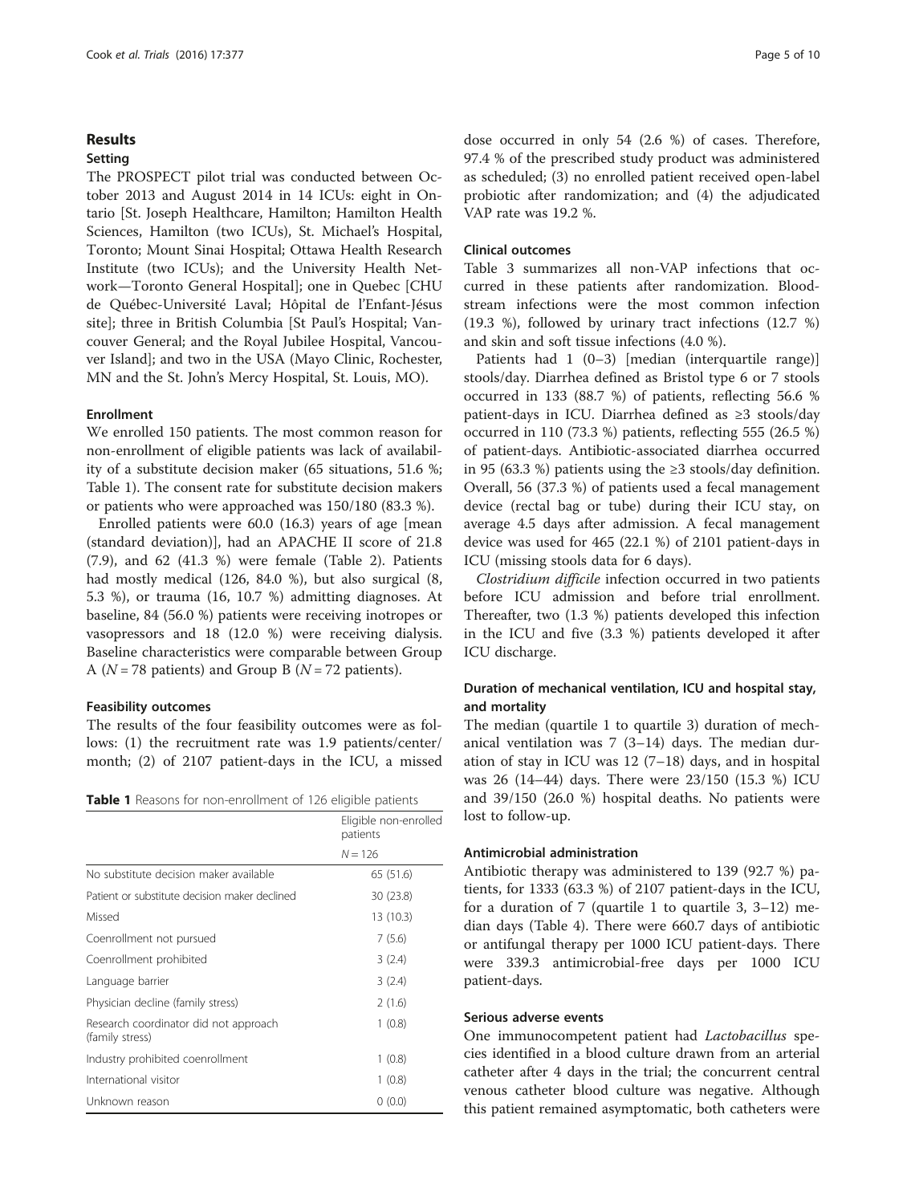## Results

### Setting

The PROSPECT pilot trial was conducted between October 2013 and August 2014 in 14 ICUs: eight in Ontario [St. Joseph Healthcare, Hamilton; Hamilton Health Sciences, Hamilton (two ICUs), St. Michael's Hospital, Toronto; Mount Sinai Hospital; Ottawa Health Research Institute (two ICUs); and the University Health Network—Toronto General Hospital]; one in Quebec [CHU de Québec-Université Laval; Hôpital de l'Enfant-Jésus site]; three in British Columbia [St Paul's Hospital; Vancouver General; and the Royal Jubilee Hospital, Vancouver Island]; and two in the USA (Mayo Clinic, Rochester, MN and the St. John's Mercy Hospital, St. Louis, MO).

### Enrollment

We enrolled 150 patients. The most common reason for non-enrollment of eligible patients was lack of availability of a substitute decision maker (65 situations, 51.6 %; Table 1). The consent rate for substitute decision makers or patients who were approached was 150/180 (83.3 %).

Enrolled patients were 60.0 (16.3) years of age [mean (standard deviation)], had an APACHE II score of 21.8 (7.9), and 62 (41.3 %) were female (Table 2). Patients had mostly medical (126, 84.0 %), but also surgical (8, 5.3 %), or trauma (16, 10.7 %) admitting diagnoses. At baseline, 84 (56.0 %) patients were receiving inotropes or vasopressors and 18 (12.0 %) were receiving dialysis. Baseline characteristics were comparable between Group A ($N = 78$ patients) and Group B ($N = 72$ patients).

### Feasibility outcomes

The results of the four feasibility outcomes were as follows: (1) the recruitment rate was 1.9 patients/center/month; (2) of 2107 patient-days in the ICU, a missed dose occurred in only 54 (2.6 %) of cases. Therefore, 97.4 % of the prescribed study product was administered as scheduled; (3) no enrolled patient received open-label probiotic after randomization; and (4) the adjudicated VAP rate was 19.2 %.

**Table 1** Reasons for non-enrollment of 126 eligible patients

| | Eligible non-enrolled patients |
|---|---|
| | $N = 126$ |
| No substitute decision maker available | 65 (51.6) |
| Patient or substitute decision maker declined | 30 (23.8) |
| Missed | 13 (10.3) |
| Coenrollment not pursued | 7 (5.6) |
| Coenrollment prohibited | 3 (2.4) |
| Language barrier | 3 (2.4) |
| Physician decline (family stress) | 2 (1.6) |
| Research coordinator did not approach (family stress) | 1 (0.8) |
| Industry prohibited coenrollment | 1 (0.8) |
| International visitor | 1 (0.8) |
| Unknown reason | 0 (0.0) |

### Clinical outcomes

Table 3 summarizes all non-VAP infections that occurred in these patients after randomization. Bloodstream infections were the most common infection (19.3 %), followed by urinary tract infections (12.7 %) and skin and soft tissue infections (4.0 %).

Patients had 1 (0–3) [median (interquartile range)] stools/day. Diarrhea defined as Bristol type 6 or 7 stools occurred in 133 (88.7 %) of patients, reflecting 56.6 % patient-days in ICU. Diarrhea defined as ≥3 stools/day occurred in 110 (73.3 %) patients, reflecting 555 (26.5 %) of patient-days. Antibiotic-associated diarrhea occurred in 95 (63.3 %) patients using the ≥3 stools/day definition. Overall, 56 (37.3 %) of patients used a fecal management device (rectal bag or tube) during their ICU stay, on average 4.5 days after admission. A fecal management device was used for 465 (22.1 %) of 2101 patient-days in ICU (missing stools data for 6 days).

*Clostridium difficile* infection occurred in two patients before ICU admission and before trial enrollment. Thereafter, two (1.3 %) patients developed this infection in the ICU and five (3.3 %) patients developed it after ICU discharge.

### Duration of mechanical ventilation, ICU and hospital stay, and mortality

The median (quartile 1 to quartile 3) duration of mechanical ventilation was 7 (3–14) days. The median duration of stay in ICU was 12 (7–18) days, and in hospital was 26 (14–44) days. There were 23/150 (15.3 %) ICU and 39/150 (26.0 %) hospital deaths. No patients were lost to follow-up.

### Antimicrobial administration

Antibiotic therapy was administered to 139 (92.7 %) patients, for 1333 (63.3 %) of 2107 patient-days in the ICU, for a duration of 7 (quartile 1 to quartile 3, 3–12) median days (Table 4). There were 660.7 days of antibiotic or antifungal therapy per 1000 ICU patient-days. There were 339.3 antimicrobial-free days per 1000 ICU patient-days.

### Serious adverse events

One immunocompetent patient had *Lactobacillus* species identified in a blood culture drawn from an arterial catheter after 4 days in the trial; the concurrent central venous catheter blood culture was negative. Although this patient remained asymptomatic, both catheters were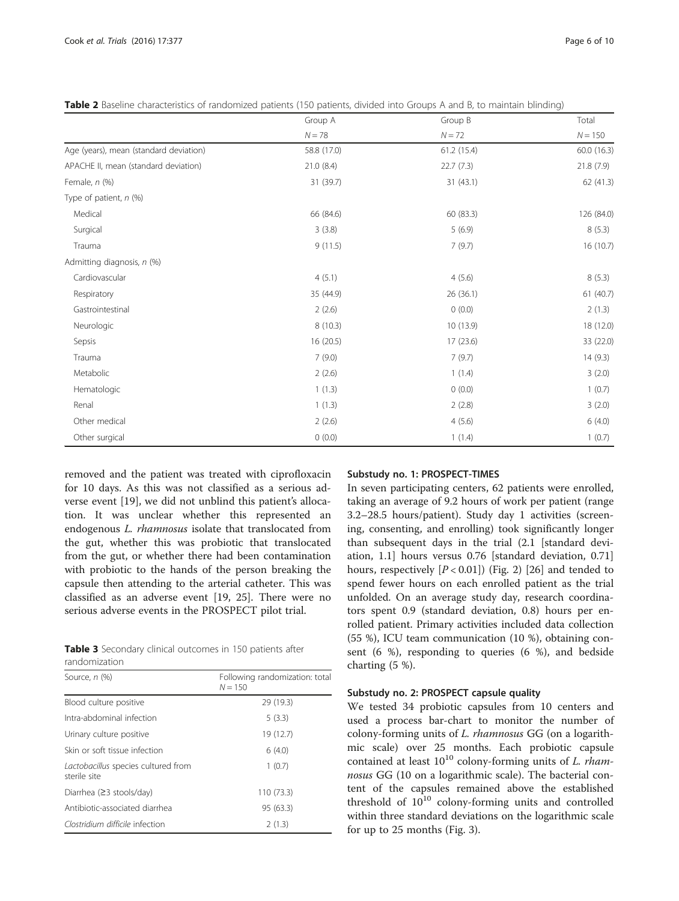**Table 2** Baseline characteristics of randomized patients (150 patients, divided into Groups A and B, to maintain blinding)

| | Group A<br>$N = 78$ | Group B<br>$N = 72$ | Total<br>$N = 150$ |
|---|---|---|---|
| Age (years), mean (standard deviation) | 58.8 (17.0) | 61.2 (15.4) | 60.0 (16.3) |
| APACHE II, mean (standard deviation) | 21.0 (8.4) | 22.7 (7.3) | 21.8 (7.9) |
| Female, *n* (%) | 31 (39.7) | 31 (43.1) | 62 (41.3) |
| Type of patient, *n* (%) | | | |
| Medical | 66 (84.6) | 60 (83.3) | 126 (84.0) |
| Surgical | 3 (3.8) | 5 (6.9) | 8 (5.3) |
| Trauma | 9 (11.5) | 7 (9.7) | 16 (10.7) |
| Admitting diagnosis, *n* (%) | | | |
| Cardiovascular | 4 (5.1) | 4 (5.6) | 8 (5.3) |
| Respiratory | 35 (44.9) | 26 (36.1) | 61 (40.7) |
| Gastrointestinal | 2 (2.6) | 0 (0.0) | 2 (1.3) |
| Neurologic | 8 (10.3) | 10 (13.9) | 18 (12.0) |
| Sepsis | 16 (20.5) | 17 (23.6) | 33 (22.0) |
| Trauma | 7 (9.0) | 7 (9.7) | 14 (9.3) |
| Metabolic | 2 (2.6) | 1 (1.4) | 3 (2.0) |
| Hematologic | 1 (1.3) | 0 (0.0) | 1 (0.7) |
| Renal | 1 (1.3) | 2 (2.8) | 3 (2.0) |
| Other medical | 2 (2.6) | 4 (5.6) | 6 (4.0) |
| Other surgical | 0 (0.0) | 1 (1.4) | 1 (0.7) |

removed and the patient was treated with ciprofloxacin for 10 days. As this was not classified as a serious adverse event [19], we did not unblind this patient's allocation. It was unclear whether this represented an endogenous *L. rhamnosus* isolate that translocated from the gut, whether this was probiotic that translocated from the gut, or whether there had been contamination with probiotic to the hands of the person breaking the capsule then attending to the arterial catheter. This was classified as an adverse event [19, 25]. There were no serious adverse events in the PROSPECT pilot trial.

**Table 3** Secondary clinical outcomes in 150 patients after randomization

| Source, *n* (%) | Following randomization: total $N = 150$ |
|---|---|
| Blood culture positive | 29 (19.3) |
| Intra-abdominal infection | 5 (3.3) |
| Urinary culture positive | 19 (12.7) |
| Skin or soft tissue infection | 6 (4.0) |
| *Lactobacillus* species cultured from sterile site | 1 (0.7) |
| Diarrhea (≥3 stools/day) | 110 (73.3) |
| Antibiotic-associated diarrhea | 95 (63.3) |
| *Clostridium difficile* infection | 2 (1.3) |

### Substudy no. 1: PROSPECT-TIMES

In seven participating centers, 62 patients were enrolled, taking an average of 9.2 hours of work per patient (range 3.2–28.5 hours/patient). Study day 1 activities (screening, consenting, and enrolling) took significantly longer than subsequent days in the trial (2.1 [standard deviation, 1.1] hours versus 0.76 [standard deviation, 0.71] hours, respectively [$P < 0.01$]) (Fig. 2) [26] and tended to spend fewer hours on each enrolled patient as the trial unfolded. On an average study day, research coordinators spent 0.9 (standard deviation, 0.8) hours per enrolled patient. Primary activities included data collection (55 %), ICU team communication (10 %), obtaining consent (6 %), responding to queries (6 %), and bedside charting (5 %).

### Substudy no. 2: PROSPECT capsule quality

We tested 34 probiotic capsules from 10 centers and used a process bar-chart to monitor the number of colony-forming units of *L. rhamnosus* GG (on a logarithmic scale) over 25 months. Each probiotic capsule contained at least $10^{10}$ colony-forming units of *L. rhamnosus* GG (10 on a logarithmic scale). The bacterial content of the capsules remained above the established threshold of $10^{10}$ colony-forming units and controlled within three standard deviations on the logarithmic scale for up to 25 months (Fig. 3).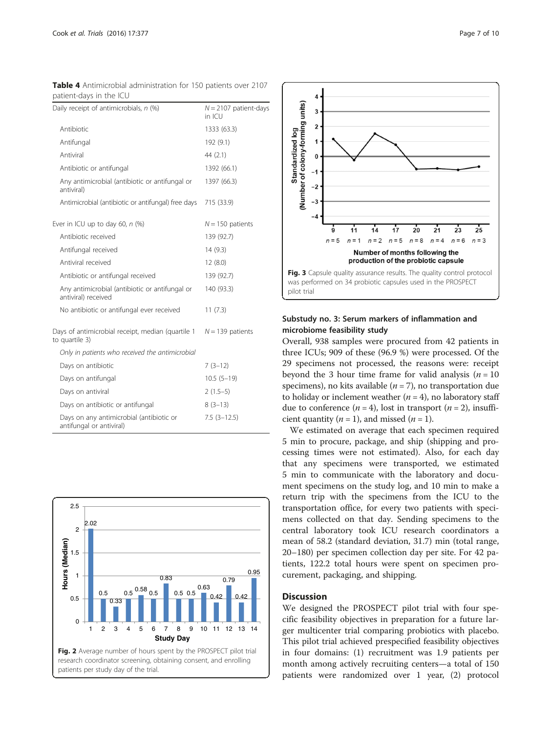**Table 4** Antimicrobial administration for 150 patients over 2107 patient-days in the ICU

| Daily receipt of antimicrobials, *n* (%) | *N* = 2107 patient-days in ICU |
|---|---|
| Antibiotic | 1333 (63.3) |
| Antifungal | 192 (9.1) |
| Antiviral | 44 (2.1) |
| Antibiotic or antifungal | 1392 (66.1) |
| Any antimicrobial (antibiotic or antifungal or antiviral) | 1397 (66.3) |
| Antimicrobial (antibiotic or antifungal) free days | 715 (33.9) |
| Ever in ICU up to day 60, *n* (%) | *N* = 150 patients |
| Antibiotic received | 139 (92.7) |
| Antifungal received | 14 (9.3) |
| Antiviral received | 12 (8.0) |
| Antibiotic or antifungal received | 139 (92.7) |
| Any antimicrobial (antibiotic or antifungal or antiviral) received | 140 (93.3) |
| No antibiotic or antifungal ever received | 11 (7.3) |
| Days of antimicrobial receipt, median (quartile 1 to quartile 3) | *N* = 139 patients |
| *Only in patients who received the antimicrobial* | |
| Days on antibiotic | 7 (3–12) |
| Days on antifungal | 10.5 (5–19) |
| Days on antiviral | 2 (1.5–5) |
| Days on antibiotic or antifungal | 8 (3–13) |
| Days on any antimicrobial (antibiotic or antifungal or antiviral) | 7.5 (3–12.5) |

**Fig. 2** Average number of hours spent by the PROSPECT pilot trial research coordinator screening, obtaining consent, and enrolling patients per study day of the trial.

**Fig. 3** Capsule quality assurance results. The quality control protocol was performed on 34 probiotic capsules used in the PROSPECT pilot trial

## Substudy no. 3: Serum markers of inflammation and microbiome feasibility study

Overall, 938 samples were procured from 42 patients in three ICUs; 909 of these (96.9 %) were processed. Of the 29 specimens not processed, the reasons were: receipt beyond the 3 hour time frame for valid analysis (*n* = 10 specimens), no kits available (*n* = 7), no transportation due to holiday or inclement weather (*n* = 4), no laboratory staff due to conference (*n* = 4), lost in transport (*n* = 2), insufficient quantity (*n* = 1), and missed (*n* = 1).

We estimated on average that each specimen required 5 min to procure, package, and ship (shipping and processing times were not estimated). Also, for each day that any specimens were transported, we estimated 5 min to communicate with the laboratory and document specimens on the study log, and 10 min to make a return trip with the specimens from the ICU to the transportation office, for every two patients with specimens collected on that day. Sending specimens to the central laboratory took ICU research coordinators a mean of 58.2 (standard deviation, 31.7) min (total range, 20–180) per specimen collection day per site. For 42 patients, 122.2 total hours were spent on specimen procurement, packaging, and shipping.

## Discussion

We designed the PROSPECT pilot trial with four specific feasibility objectives in preparation for a future larger multicenter trial comparing probiotics with placebo. This pilot trial achieved prespecified feasibility objectives in four domains: (1) recruitment was 1.9 patients per month among actively recruiting centers—a total of 150 patients were randomized over 1 year, (2) protocol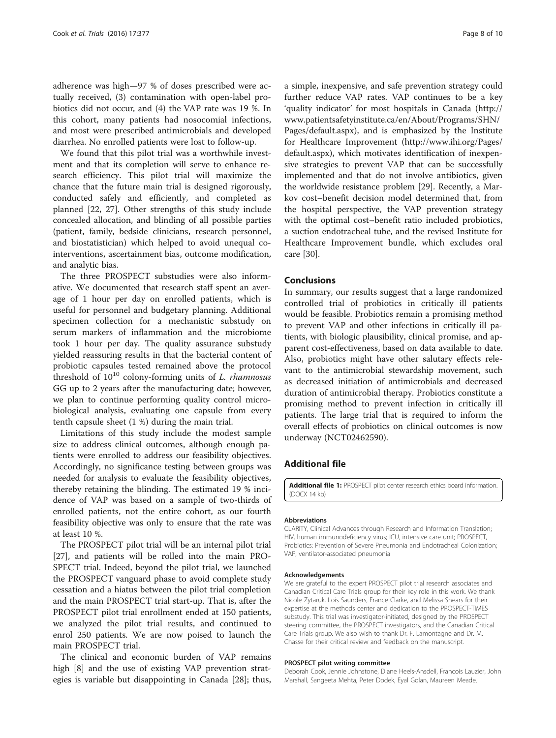adherence was high—97 % of doses prescribed were actually received, (3) contamination with open-label probiotics did not occur, and (4) the VAP rate was 19 %. In this cohort, many patients had nosocomial infections, and most were prescribed antimicrobials and developed diarrhea. No enrolled patients were lost to follow-up.

We found that this pilot trial was a worthwhile investment and that its completion will serve to enhance research efficiency. This pilot trial will maximize the chance that the future main trial is designed rigorously, conducted safely and efficiently, and completed as planned [22, 27]. Other strengths of this study include concealed allocation, and blinding of all possible parties (patient, family, bedside clinicians, research personnel, and biostatistician) which helped to avoid unequal cointerventions, ascertainment bias, outcome modification, and analytic bias.

The three PROSPECT substudies were also informative. We documented that research staff spent an average of 1 hour per day on enrolled patients, which is useful for personnel and budgetary planning. Additional specimen collection for a mechanistic substudy on serum markers of inflammation and the microbiome took 1 hour per day. The quality assurance substudy yielded reassuring results in that the bacterial content of probiotic capsules tested remained above the protocol threshold of $10^{10}$ colony-forming units of *L. rhamnosus* GG up to 2 years after the manufacturing date; however, we plan to continue performing quality control microbiological analysis, evaluating one capsule from every tenth capsule sheet (1 %) during the main trial.

Limitations of this study include the modest sample size to address clinical outcomes, although enough patients were enrolled to address our feasibility objectives. Accordingly, no significance testing between groups was needed for analysis to evaluate the feasibility objectives, thereby retaining the blinding. The estimated 19 % incidence of VAP was based on a sample of two-thirds of enrolled patients, not the entire cohort, as our fourth feasibility objective was only to ensure that the rate was at least 10 %.

The PROSPECT pilot trial will be an internal pilot trial [27], and patients will be rolled into the main PROSPECT trial. Indeed, beyond the pilot trial, we launched the PROSPECT vanguard phase to avoid complete study cessation and a hiatus between the pilot trial completion and the main PROSPECT trial start-up. That is, after the PROSPECT pilot trial enrollment ended at 150 patients, we analyzed the pilot trial results, and continued to enrol 250 patients. We are now poised to launch the main PROSPECT trial.

The clinical and economic burden of VAP remains high [8] and the use of existing VAP prevention strategies is variable but disappointing in Canada [28]; thus, a simple, inexpensive, and safe prevention strategy could further reduce VAP rates. VAP continues to be a key 'quality indicator' for most hospitals in Canada (http://www.patientsafetyinstitute.ca/en/About/Programs/SHN/Pages/default.aspx), and is emphasized by the Institute for Healthcare Improvement (http://www.ihi.org/Pages/default.aspx), which motivates identification of inexpensive strategies to prevent VAP that can be successfully implemented and that do not involve antibiotics, given the worldwide resistance problem [29]. Recently, a Markov cost–benefit decision model determined that, from the hospital perspective, the VAP prevention strategy with the optimal cost–benefit ratio included probiotics, a suction endotracheal tube, and the revised Institute for Healthcare Improvement bundle, which excludes oral care [30].

## Conclusions

In summary, our results suggest that a large randomized controlled trial of probiotics in critically ill patients would be feasible. Probiotics remain a promising method to prevent VAP and other infections in critically ill patients, with biologic plausibility, clinical promise, and apparent cost-effectiveness, based on data available to date. Also, probiotics might have other salutary effects relevant to the antimicrobial stewardship movement, such as decreased initiation of antimicrobials and decreased duration of antimicrobial therapy. Probiotics constitute a promising method to prevent infection in critically ill patients. The large trial that is required to inform the overall effects of probiotics on clinical outcomes is now underway (NCT02462590).

## Additional file

**Additional file 1:** PROSPECT pilot center research ethics board information. (DOCX 14 kb)

#### Abbreviations

CLARITY, Clinical Advances through Research and Information Translation; HIV, human immunodeficiency virus; ICU, intensive care unit; PROSPECT, Probiotics: Prevention of Severe Pneumonia and Endotracheal Colonization; VAP, ventilator-associated pneumonia

#### Acknowledgements

We are grateful to the expert PROSPECT pilot trial research associates and Canadian Critical Care Trials group for their key role in this work. We thank Nicole Zytaruk, Lois Saunders, France Clarke, and Melissa Shears for their expertise at the methods center and dedication to the PROSPECT-TIMES substudy. This trial was investigator-initiated, designed by the PROSPECT steering committee, the PROSPECT investigators, and the Canadian Critical Care Trials group. We also wish to thank Dr. F. Lamontagne and Dr. M. Chasse for their critical review and feedback on the manuscript.

#### PROSPECT pilot writing committee

Deborah Cook, Jennie Johnstone, Diane Heels-Ansdell, Francois Lauzier, John Marshall, Sangeeta Mehta, Peter Dodek, Eyal Golan, Maureen Meade.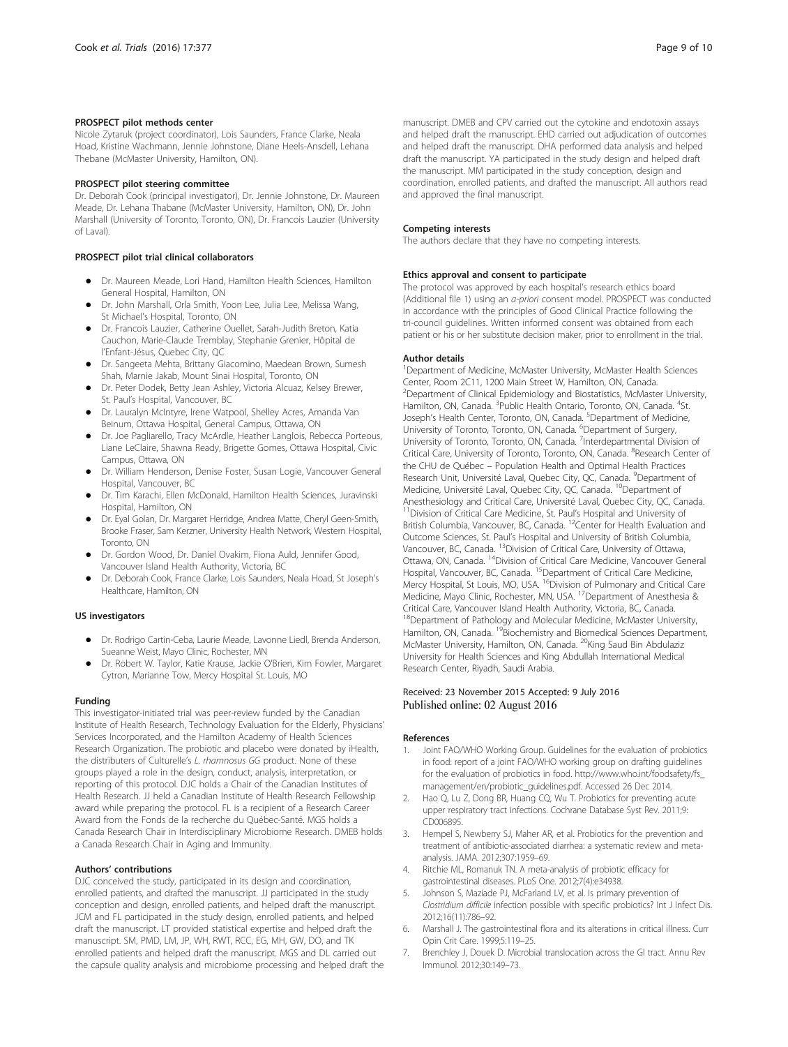#### PROSPECT pilot methods center

Nicole Zytaruk (project coordinator), Lois Saunders, France Clarke, Neala Hoad, Kristine Wachmann, Jennie Johnstone, Diane Heels-Ansdell, Lehana Thebane (McMaster University, Hamilton, ON).

#### PROSPECT pilot steering committee

Dr. Deborah Cook (principal investigator), Dr. Jennie Johnstone, Dr. Maureen Meade, Dr. Lehana Thabane (McMaster University, Hamilton, ON), Dr. John Marshall (University of Toronto, Toronto, ON), Dr. Francois Lauzier (University of Laval).

#### PROSPECT pilot trial clinical collaborators

- Dr. Maureen Meade, Lori Hand, Hamilton Health Sciences, Hamilton General Hospital, Hamilton, ON
- Dr. John Marshall, Orla Smith, Yoon Lee, Julia Lee, Melissa Wang, St Michael's Hospital, Toronto, ON
- Dr. Francois Lauzier, Catherine Ouellet, Sarah-Judith Breton, Katia Cauchon, Marie-Claude Tremblay, Stephanie Grenier, Hôpital de l'Enfant-Jésus, Quebec City, QC
- Dr. Sangeeta Mehta, Brittany Giacomino, Maedean Brown, Sumesh Shah, Marnie Jakab, Mount Sinai Hospital, Toronto, ON
- Dr. Peter Dodek, Betty Jean Ashley, Victoria Alcuaz, Kelsey Brewer, St. Paul's Hospital, Vancouver, BC
- Dr. Lauralyn McIntyre, Irene Watpool, Shelley Acres, Amanda Van Beinum, Ottawa Hospital, General Campus, Ottawa, ON
- Dr. Joe Pagliarello, Tracy McArdle, Heather Langlois, Rebecca Porteous, Liane LeClaire, Shawna Ready, Brigette Gomes, Ottawa Hospital, Civic Campus, Ottawa, ON
- Dr. William Henderson, Denise Foster, Susan Logie, Vancouver General Hospital, Vancouver, BC
- Dr. Tim Karachi, Ellen McDonald, Hamilton Health Sciences, Juravinski Hospital, Hamilton, ON
- Dr. Eyal Golan, Dr. Margaret Herridge, Andrea Matte, Cheryl Geen-Smith, Brooke Fraser, Sam Kerzner, University Health Network, Western Hospital, Toronto, ON
- Dr. Gordon Wood, Dr. Daniel Ovakim, Fiona Auld, Jennifer Good, Vancouver Island Health Authority, Victoria, BC
- Dr. Deborah Cook, France Clarke, Lois Saunders, Neala Hoad, St Joseph's Healthcare, Hamilton, ON

#### US investigators

- Dr. Rodrigo Cartin-Ceba, Laurie Meade, Lavonne Liedl, Brenda Anderson, Sueanne Weist, Mayo Clinic, Rochester, MN
- Dr. Robert W. Taylor, Katie Krause, Jackie O'Brien, Kim Fowler, Margaret Cytron, Marianne Tow, Mercy Hospital St. Louis, MO

#### Funding

This investigator-initiated trial was peer-review funded by the Canadian Institute of Health Research, Technology Evaluation for the Elderly, Physicians' Services Incorporated, and the Hamilton Academy of Health Sciences Research Organization. The probiotic and placebo were donated by iHealth, the distributers of Culturelle's *L. rhamnosus GG* product. None of these groups played a role in the design, conduct, analysis, interpretation, or reporting of this protocol. DJC holds a Chair of the Canadian Institutes of Health Research. JJ held a Canadian Institute of Health Research Fellowship award while preparing the protocol. FL is a recipient of a Research Career Award from the Fonds de la recherche du Québec-Santé. MGS holds a Canada Research Chair in Interdisciplinary Microbiome Research. DMEB holds a Canada Research Chair in Aging and Immunity.

#### Authors' contributions

DJC conceived the study, participated in its design and coordination, enrolled patients, and drafted the manuscript. JJ participated in the study conception and design, enrolled patients, and helped draft the manuscript. JCM and FL participated in the study design, enrolled patients, and helped draft the manuscript. LT provided statistical expertise and helped draft the manuscript. SM, PMD, LM, JP, WH, RWT, RCC, EG, MH, GW, DO, and TK enrolled patients and helped draft the manuscript. MGS and DL carried out the capsule quality analysis and microbiome processing and helped draft the manuscript. DMEB and CPV carried out the cytokine and endotoxin assays and helped draft the manuscript. EHD carried out adjudication of outcomes and helped draft the manuscript. DHA performed data analysis and helped draft the manuscript. YA participated in the study design and helped draft the manuscript. MM participated in the study conception, design and coordination, enrolled patients, and drafted the manuscript. All authors read and approved the final manuscript.

#### Competing interests

The authors declare that they have no competing interests.

#### Ethics approval and consent to participate

The protocol was approved by each hospital's research ethics board (Additional file 1) using an *a-priori* consent model. PROSPECT was conducted in accordance with the principles of Good Clinical Practice following the tri-council guidelines. Written informed consent was obtained from each patient or his or her substitute decision maker, prior to enrollment in the trial.

#### Author details

[1]Department of Medicine, McMaster University, McMaster Health Sciences Center, Room 2C11, 1200 Main Street W, Hamilton, ON, Canada. [2]Department of Clinical Epidemiology and Biostatistics, McMaster University, Hamilton, ON, Canada. [3]Public Health Ontario, Toronto, ON, Canada. [4]St. Joseph's Health Center, Toronto, ON, Canada. [5]Department of Medicine, University of Toronto, Toronto, ON, Canada. [6]Department of Surgery, University of Toronto, Toronto, ON, Canada. [7]Interdepartmental Division of Critical Care, University of Toronto, Toronto, ON, Canada. [8]Research Center of the CHU de Québec – Population Health and Optimal Health Practices Research Unit, Université Laval, Quebec City, QC, Canada. [9]Department of Medicine, Université Laval, Quebec City, QC, Canada. [10]Department of Anesthesiology and Critical Care, Université Laval, Quebec City, QC, Canada. [11]Division of Critical Care Medicine, St. Paul's Hospital and University of British Columbia, Vancouver, BC, Canada. [12]Center for Health Evaluation and Outcome Sciences, St. Paul's Hospital and University of British Columbia, Vancouver, BC, Canada. [13]Division of Critical Care, University of Ottawa, Ottawa, ON, Canada. [14]Division of Critical Care Medicine, Vancouver General Hospital, Vancouver, BC, Canada. [15]Department of Critical Care Medicine, Mercy Hospital, St Louis, MO, USA. [16]Division of Pulmonary and Critical Care Medicine, Mayo Clinic, Rochester, MN, USA. [17]Department of Anesthesia & Critical Care, Vancouver Island Health Authority, Victoria, BC, Canada. [18]Department of Pathology and Molecular Medicine, McMaster University, Hamilton, ON, Canada. [19]Biochemistry and Biomedical Sciences Department, McMaster University, Hamilton, ON, Canada. [20]King Saud Bin Abdulaziz University for Health Sciences and King Abdullah International Medical Research Center, Riyadh, Saudi Arabia.

Received: 23 November 2015 Accepted: 9 July 2016
Published online: 02 August 2016

#### References

1. Joint FAO/WHO Working Group. Guidelines for the evaluation of probiotics in food: report of a joint FAO/WHO working group on drafting guidelines for the evaluation of probiotics in food. http://www.who.int/foodsafety/fs_management/en/probiotic_guidelines.pdf. Accessed 26 Dec 2014.
2. Hao Q, Lu Z, Dong BR, Huang CQ, Wu T. Probiotics for preventing acute upper respiratory tract infections. Cochrane Database Syst Rev. 2011;9:CD006895.
3. Hempel S, Newberry SJ, Maher AR, et al. Probiotics for the prevention and treatment of antibiotic-associated diarrhea: a systematic review and meta-analysis. JAMA. 2012;307:1959–69.
4. Ritchie ML, Romanuk TN. A meta-analysis of probiotic efficacy for gastrointestinal diseases. PLoS One. 2012;7(4):e34938.
5. Johnson S, Maziade PJ, McFarland LV, et al. Is primary prevention of *Clostridium difficile* infection possible with specific probiotics? Int J Infect Dis. 2012;16(11):786–92.
6. Marshall J. The gastrointestinal flora and its alterations in critical illness. Curr Opin Crit Care. 1999;5:119–25.
7. Brenchley J, Douek D. Microbial translocation across the GI tract. Annu Rev Immunol. 2012;30:149–73.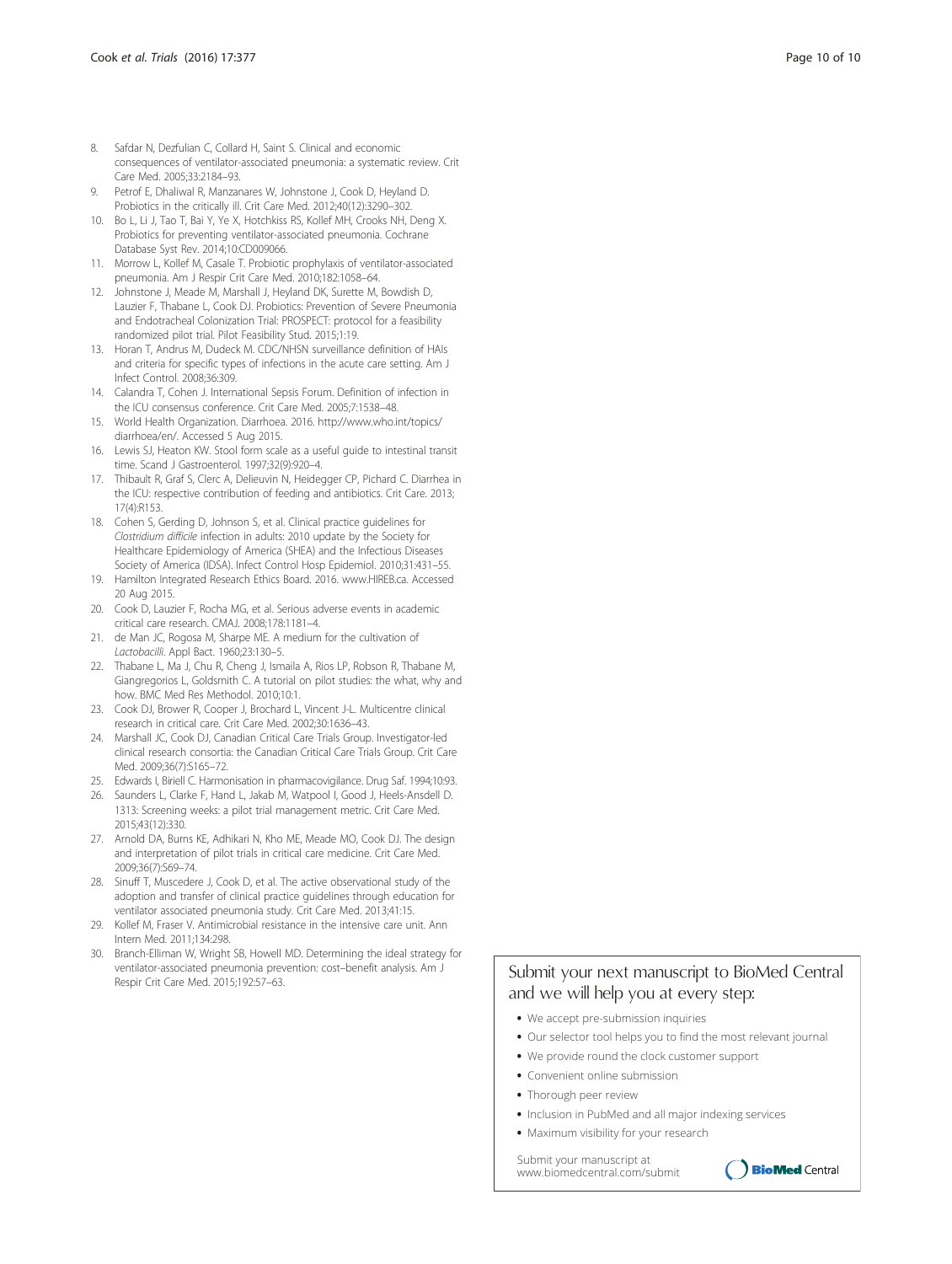8. Safdar N, Dezfulian C, Collard H, Saint S. Clinical and economic consequences of ventilator-associated pneumonia: a systematic review. Crit Care Med. 2005;33:2184–93.
9. Petrof E, Dhaliwal R, Manzanares W, Johnstone J, Cook D, Heyland D. Probiotics in the critically ill. Crit Care Med. 2012;40(12):3290–302.
10. Bo L, Li J, Tao T, Bai Y, Ye X, Hotchkiss RS, Kollef MH, Crooks NH, Deng X. Probiotics for preventing ventilator-associated pneumonia. Cochrane Database Syst Rev. 2014;10:CD009066.
11. Morrow L, Kollef M, Casale T. Probiotic prophylaxis of ventilator-associated pneumonia. Am J Respir Crit Care Med. 2010;182:1058–64.
12. Johnstone J, Meade M, Marshall J, Heyland DK, Surette M, Bowdish D, Lauzier F, Thabane L, Cook DJ. Probiotics: Prevention of Severe Pneumonia and Endotracheal Colonization Trial: PROSPECT: protocol for a feasibility randomized pilot trial. Pilot Feasibility Stud. 2015;1:19.
13. Horan T, Andrus M, Dudeck M. CDC/NHSN surveillance definition of HAIs and criteria for specific types of infections in the acute care setting. Am J Infect Control. 2008;36:309.
14. Calandra T, Cohen J. International Sepsis Forum. Definition of infection in the ICU consensus conference. Crit Care Med. 2005;7:1538–48.
15. World Health Organization. Diarrhoea. 2016. http://www.who.int/topics/diarrhoea/en/. Accessed 5 Aug 2015.
16. Lewis SJ, Heaton KW. Stool form scale as a useful guide to intestinal transit time. Scand J Gastroenterol. 1997;32(9):920–4.
17. Thibault R, Graf S, Clerc A, Delieuvin N, Heidegger CP, Pichard C. Diarrhea in the ICU: respective contribution of feeding and antibiotics. Crit Care. 2013; 17(4):R153.
18. Cohen S, Gerding D, Johnson S, et al. Clinical practice guidelines for *Clostridium difficile* infection in adults: 2010 update by the Society for Healthcare Epidemiology of America (SHEA) and the Infectious Diseases Society of America (IDSA). Infect Control Hosp Epidemiol. 2010;31:431–55.
19. Hamilton Integrated Research Ethics Board. 2016. www.HIREB.ca. Accessed 20 Aug 2015.
20. Cook D, Lauzier F, Rocha MG, et al. Serious adverse events in academic critical care research. CMAJ. 2008;178:1181–4.
21. de Man JC, Rogosa M, Sharpe ME. A medium for the cultivation of *Lactobacilli*. Appl Bact. 1960;23:130–5.
22. Thabane L, Ma J, Chu R, Cheng J, Ismaila A, Rios LP, Robson R, Thabane M, Giangregorios L, Goldsmith C. A tutorial on pilot studies: the what, why and how. BMC Med Res Methodol. 2010;10:1.
23. Cook DJ, Brower R, Cooper J, Brochard L, Vincent J-L. Multicentre clinical research in critical care. Crit Care Med. 2002;30:1636–43.
24. Marshall JC, Cook DJ, Canadian Critical Care Trials Group. Investigator-led clinical research consortia: the Canadian Critical Care Trials Group. Crit Care Med. 2009;36(7):S165–72.
25. Edwards I, Biriell C. Harmonisation in pharmacovigilance. Drug Saf. 1994;10:93.
26. Saunders L, Clarke F, Hand L, Jakab M, Watpool I, Good J, Heels-Ansdell D. 1313: Screening weeks: a pilot trial management metric. Crit Care Med. 2015;43(12):330.
27. Arnold DA, Burns KE, Adhikari N, Kho ME, Meade MO, Cook DJ. The design and interpretation of pilot trials in critical care medicine. Crit Care Med. 2009;36(7):S69–74.
28. Sinuff T, Muscedere J, Cook D, et al. The active observational study of the adoption and transfer of clinical practice guidelines through education for ventilator associated pneumonia study. Crit Care Med. 2013;41:15.
29. Kollef M, Fraser V. Antimicrobial resistance in the intensive care unit. Ann Intern Med. 2011;134:298.
30. Branch-Elliman W, Wright SB, Howell MD. Determining the ideal strategy for ventilator-associated pneumonia prevention: cost–benefit analysis. Am J Respir Crit Care Med. 2015;192:57–63.

Submit your next manuscript to BioMed Central and we will help you at every step:

- We accept pre-submission inquiries
- Our selector tool helps you to find the most relevant journal
- We provide round the clock customer support
- Convenient online submission
- Thorough peer review
- Inclusion in PubMed and all major indexing services
- Maximum visibility for your research

Submit your manuscript at www.biomedcentral.com/submit

BioMed Central